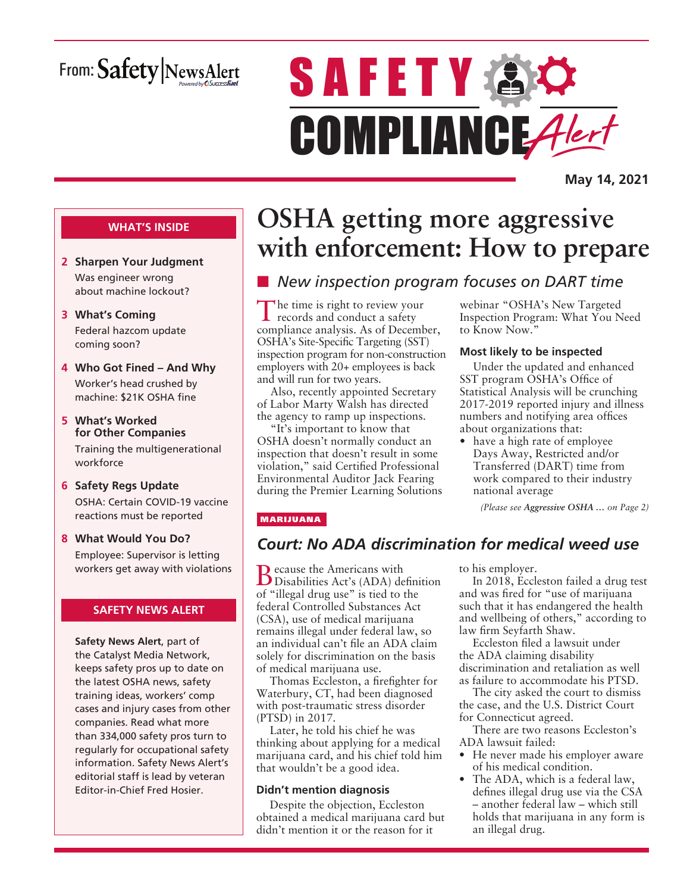From: Safety NewsAlert

# SAFETY COMPLIANCE Alert

**May 14, 2021**

### WHAT'S INSIDE

**2 Sharpen Your Judgment**
Was engineer wrong about machine lockout?

**3 What's Coming**
Federal hazcom update coming soon?

**4 Who Got Fined – And Why**
Worker's head crushed by machine: $21K OSHA fine

**5 What's Worked for Other Companies**
Training the multigenerational workforce

**6 Safety Regs Update**
OSHA: Certain COVID-19 vaccine reactions must be reported

**8 What Would You Do?**
Employee: Supervisor is letting workers get away with violations

### SAFETY NEWS ALERT

**Safety News Alert**, part of the Catalyst Media Network, keeps safety pros up to date on the latest OSHA news, safety training ideas, workers' comp cases and injury cases from other companies. Read what more than 334,000 safety pros turn to regularly for occupational safety information. Safety News Alert's editorial staff is lead by veteran Editor-in-Chief Fred Hosier.

# OSHA getting more aggressive with enforcement: How to prepare

## *New inspection program focuses on DART time*

The time is right to review your records and conduct a safety compliance analysis. As of December, OSHA's Site-Specific Targeting (SST) inspection program for non-construction employers with 20+ employees is back and will run for two years.

Also, recently appointed Secretary of Labor Marty Walsh has directed the agency to ramp up inspections.

"It's important to know that OSHA doesn't normally conduct an inspection that doesn't result in some violation," said Certified Professional Environmental Auditor Jack Fearing during the Premier Learning Solutions webinar "OSHA's New Targeted Inspection Program: What You Need to Know Now."

### Most likely to be inspected

Under the updated and enhanced SST program OSHA's Office of Statistical Analysis will be crunching 2017-2019 reported injury and illness numbers and notifying area offices about organizations that:

- have a high rate of employee Days Away, Restricted and/or Transferred (DART) time from work compared to their industry national average

*(Please see **Aggressive OSHA ...** on Page 2)*

MARIJUANA

## *Court: No ADA discrimination for medical weed use*

Because the Americans with Disabilities Act's (ADA) definition of "illegal drug use" is tied to the federal Controlled Substances Act (CSA), use of medical marijuana remains illegal under federal law, so an individual can't file an ADA claim solely for discrimination on the basis of medical marijuana use.

Thomas Eccleston, a firefighter for Waterbury, CT, had been diagnosed with post-traumatic stress disorder (PTSD) in 2017.

Later, he told his chief he was thinking about applying for a medical marijuana card, and his chief told him that wouldn't be a good idea.

### Didn't mention diagnosis

Despite the objection, Eccleston obtained a medical marijuana card but didn't mention it or the reason for it to his employer.

In 2018, Eccleston failed a drug test and was fired for "use of marijuana such that it has endangered the health and wellbeing of others," according to law firm Seyfarth Shaw.

Eccleston filed a lawsuit under the ADA claiming disability discrimination and retaliation as well as failure to accommodate his PTSD.

The city asked the court to dismiss the case, and the U.S. District Court for Connecticut agreed.

There are two reasons Eccleston's ADA lawsuit failed:

- He never made his employer aware of his medical condition.
- The ADA, which is a federal law, defines illegal drug use via the CSA – another federal law – which still holds that marijuana in any form is an illegal drug.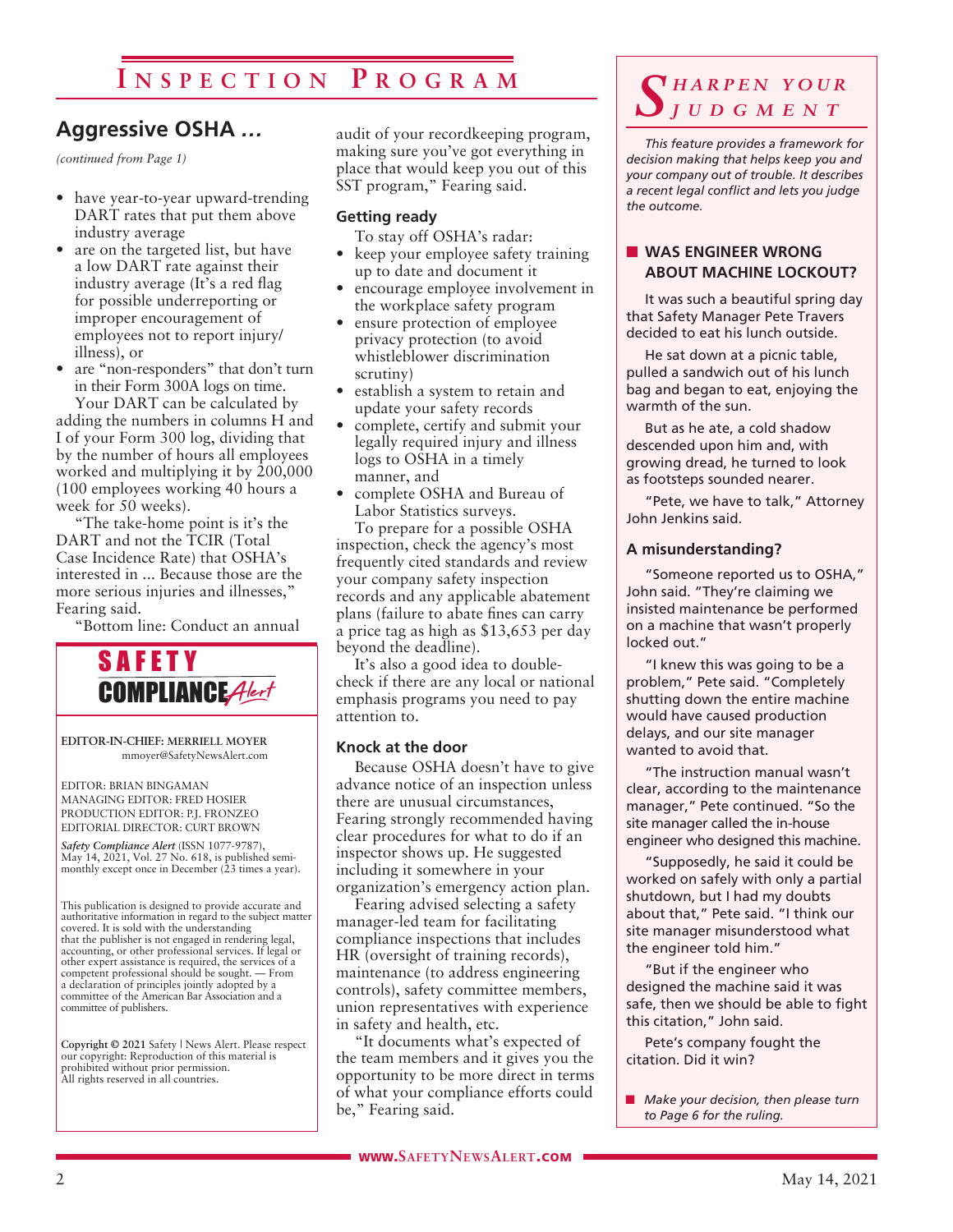## Aggressive OSHA …

*(continued from Page 1)*

- have year-to-year upward-trending DART rates that put them above industry average
- are on the targeted list, but have a low DART rate against their industry average (It's a red flag for possible underreporting or improper encouragement of employees not to report injury/illness), or
- are "non-responders" that don't turn in their Form 300A logs on time.

Your DART can be calculated by adding the numbers in columns H and I of your Form 300 log, dividing that by the number of hours all employees worked and multiplying it by 200,000 (100 employees working 40 hours a week for 50 weeks).

"The take-home point is it's the DART and not the TCIR (Total Case Incidence Rate) that OSHA's interested in ... Because those are the more serious injuries and illnesses," Fearing said.

"Bottom line: Conduct an annual audit of your recordkeeping program, making sure you've got everything in place that would keep you out of this SST program," Fearing said.

### Getting ready

To stay off OSHA's radar:

- keep your employee safety training up to date and document it
- encourage employee involvement in the workplace safety program
- ensure protection of employee privacy protection (to avoid whistleblower discrimination scrutiny)
- establish a system to retain and update your safety records
- complete, certify and submit your legally required injury and illness logs to OSHA in a timely manner, and
- complete OSHA and Bureau of Labor Statistics surveys.

To prepare for a possible OSHA inspection, check the agency's most frequently cited standards and review your company safety inspection records and any applicable abatement plans (failure to abate fines can carry a price tag as high as $13,653 per day beyond the deadline).

It's also a good idea to double-check if there are any local or national emphasis programs you need to pay attention to.

### Knock at the door

Because OSHA doesn't have to give advance notice of an inspection unless there are unusual circumstances, Fearing strongly recommended having clear procedures for what to do if an inspector shows up. He suggested including it somewhere in your organization's emergency action plan.

Fearing advised selecting a safety manager-led team for facilitating compliance inspections that includes HR (oversight of training records), maintenance (to address engineering controls), safety committee members, union representatives with experience in safety and health, etc.

"It documents what's expected of the team members and it gives you the opportunity to be more direct in terms of what your compliance efforts could be," Fearing said.

---

**SAFETY COMPLIANCE *Alert***

**EDITOR-IN-CHIEF: MERRIELL MOYER**
mmoyer@SafetyNewsAlert.com

EDITOR: BRIAN BINGAMAN
MANAGING EDITOR: FRED HOSIER
PRODUCTION EDITOR: P.J. FRONZEO
EDITORIAL DIRECTOR: CURT BROWN

*Safety Compliance Alert* (ISSN 1077-9787), May 14, 2021, Vol. 27 No. 618, is published semi-monthly except once in December (23 times a year).

This publication is designed to provide accurate and authoritative information in regard to the subject matter covered. It is sold with the understanding that the publisher is not engaged in rendering legal, accounting, or other professional services. If legal or other expert assistance is required, the services of a competent professional should be sought. — From a declaration of principles jointly adopted by a committee of the American Bar Association and a committee of publishers.

**Copyright © 2021** Safety | News Alert. Please respect our copyright: Reproduction of this material is prohibited without prior permission. All rights reserved in all countries.

---

## *Sharpen your Judgment*

*This feature provides a framework for decision making that helps keep you and your company out of trouble. It describes a recent legal conflict and lets you judge the outcome.*

### WAS ENGINEER WRONG ABOUT MACHINE LOCKOUT?

It was such a beautiful spring day that Safety Manager Pete Travers decided to eat his lunch outside.

He sat down at a picnic table, pulled a sandwich out of his lunch bag and began to eat, enjoying the warmth of the sun.

But as he ate, a cold shadow descended upon him and, with growing dread, he turned to look as footsteps sounded nearer.

"Pete, we have to talk," Attorney John Jenkins said.

#### A misunderstanding?

"Someone reported us to OSHA," John said. "They're claiming we insisted maintenance be performed on a machine that wasn't properly locked out."

"I knew this was going to be a problem," Pete said. "Completely shutting down the entire machine would have caused production delays, and our site manager wanted to avoid that.

"The instruction manual wasn't clear, according to the maintenance manager," Pete continued. "So the site manager called the in-house engineer who designed this machine.

"Supposedly, he said it could be worked on safely with only a partial shutdown, but I had my doubts about that," Pete said. "I think our site manager misunderstood what the engineer told him."

"But if the engineer who designed the machine said it was safe, then we should be able to fight this citation," John said.

Pete's company fought the citation. Did it win?

- *Make your decision, then please turn to Page 6 for the ruling.*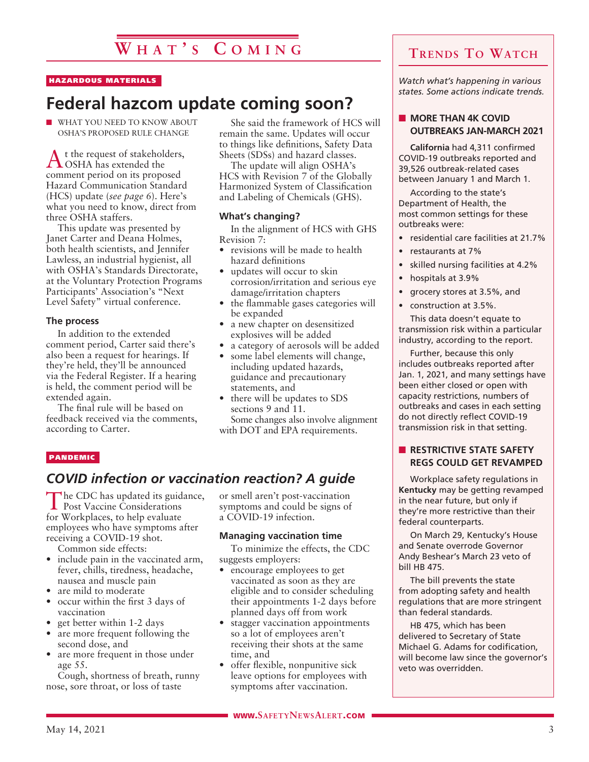# What's Coming

HAZARDOUS MATERIALS

## Federal hazcom update coming soon?

■ WHAT YOU NEED TO KNOW ABOUT OSHA'S PROPOSED RULE CHANGE

At the request of stakeholders, OSHA has extended the comment period on its proposed Hazard Communication Standard (HCS) update (*see page 6*). Here's what you need to know, direct from three OSHA staffers.

This update was presented by Janet Carter and Deana Holmes, both health scientists, and Jennifer Lawless, an industrial hygienist, all with OSHA's Standards Directorate, at the Voluntary Protection Programs Participants' Association's "Next Level Safety" virtual conference.

### The process

In addition to the extended comment period, Carter said there's also been a request for hearings. If they're held, they'll be announced via the Federal Register. If a hearing is held, the comment period will be extended again.

The final rule will be based on feedback received via the comments, according to Carter.

She said the framework of HCS will remain the same. Updates will occur to things like definitions, Safety Data Sheets (SDSs) and hazard classes.

The update will align OSHA's HCS with Revision 7 of the Globally Harmonized System of Classification and Labeling of Chemicals (GHS).

### What's changing?

In the alignment of HCS with GHS Revision 7:

- revisions will be made to health hazard definitions
- updates will occur to skin corrosion/irritation and serious eye damage/irritation chapters
- the flammable gases categories will be expanded
- a new chapter on desensitized explosives will be added
- a category of aerosols will be added
- some label elements will change, including updated hazards, guidance and precautionary statements, and
- there will be updates to SDS sections 9 and 11.

Some changes also involve alignment with DOT and EPA requirements.

PANDEMIC

## *COVID infection or vaccination reaction? A guide*

The CDC has updated its guidance, Post Vaccine Considerations for Workplaces, to help evaluate employees who have symptoms after receiving a COVID-19 shot.

Common side effects:

- include pain in the vaccinated arm, fever, chills, tiredness, headache, nausea and muscle pain
- are mild to moderate
- occur within the first 3 days of vaccination
- get better within 1-2 days
- are more frequent following the second dose, and
- are more frequent in those under age 55.

Cough, shortness of breath, runny nose, sore throat, or loss of taste or smell aren't post-vaccination symptoms and could be signs of a COVID-19 infection.

### Managing vaccination time

To minimize the effects, the CDC suggests employers:

- encourage employees to get vaccinated as soon as they are eligible and to consider scheduling their appointments 1-2 days before planned days off from work
- stagger vaccination appointments so a lot of employees aren't receiving their shots at the same time, and
- offer flexible, nonpunitive sick leave options for employees with symptoms after vaccination.

## Trends To Watch

*Watch what's happening in various states. Some actions indicate trends.*

### ■ MORE THAN 4K COVID OUTBREAKS JAN-MARCH 2021

**California** had 4,311 confirmed COVID-19 outbreaks reported and 39,526 outbreak-related cases between January 1 and March 1.

According to the state's Department of Health, the most common settings for these outbreaks were:

- residential care facilities at 21.7%
- restaurants at 7%
- skilled nursing facilities at 4.2%
- hospitals at 3.9%
- grocery stores at 3.5%, and
- construction at 3.5%.

This data doesn't equate to transmission risk within a particular industry, according to the report.

Further, because this only includes outbreaks reported after Jan. 1, 2021, and many settings have been either closed or open with capacity restrictions, numbers of outbreaks and cases in each setting do not directly reflect COVID-19 transmission risk in that setting.

### ■ RESTRICTIVE STATE SAFETY REGS COULD GET REVAMPED

Workplace safety regulations in **Kentucky** may be getting revamped in the near future, but only if they're more restrictive than their federal counterparts.

On March 29, Kentucky's House and Senate overrode Governor Andy Beshear's March 23 veto of bill HB 475.

The bill prevents the state from adopting safety and health regulations that are more stringent than federal standards.

HB 475, which has been delivered to Secretary of State Michael G. Adams for codification, will become law since the governor's veto was overridden.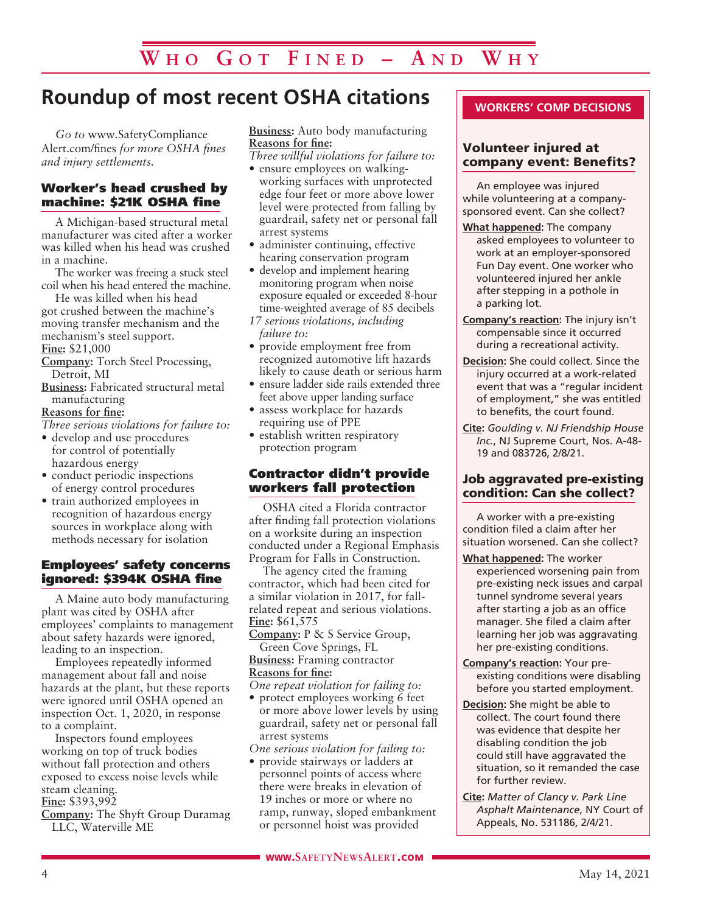# Who Got Fined – And Why

## Roundup of most recent OSHA citations

*Go to* www.SafetyComplianceAlert.com/fines *for more OSHA fines and injury settlements.*

### Worker's head crushed by machine: $21K OSHA fine

A Michigan-based structural metal manufacturer was cited after a worker was killed when his head was crushed in a machine.

The worker was freeing a stuck steel coil when his head entered the machine.

He was killed when his head got crushed between the machine's moving transfer mechanism and the mechanism's steel support.

**Fine:** $21,000

**Company:** Torch Steel Processing, Detroit, MI

**Business:** Fabricated structural metal manufacturing

**Reasons for fine:**

*Three serious violations for failure to:*

- develop and use procedures for control of potentially hazardous energy
- conduct periodic inspections of energy control procedures
- train authorized employees in recognition of hazardous energy sources in workplace along with methods necessary for isolation

### Employees' safety concerns ignored: $394K OSHA fine

A Maine auto body manufacturing plant was cited by OSHA after employees' complaints to management about safety hazards were ignored, leading to an inspection.

Employees repeatedly informed management about fall and noise hazards at the plant, but these reports were ignored until OSHA opened an inspection Oct. 1, 2020, in response to a complaint.

Inspectors found employees working on top of truck bodies without fall protection and others exposed to excess noise levels while steam cleaning.

**Fine:** $393,992

**Company:** The Shyft Group Duramag LLC, Waterville ME

**Business:** Auto body manufacturing

**Reasons for fine:**

*Three willful violations for failure to:*

- ensure employees on walking-working surfaces with unprotected edge four feet or more above lower level were protected from falling by guardrail, safety net or personal fall arrest systems
- administer continuing, effective hearing conservation program
- develop and implement hearing monitoring program when noise exposure equaled or exceeded 8-hour time-weighted average of 85 decibels

*17 serious violations, including failure to:*

- provide employment free from recognized automotive lift hazards likely to cause death or serious harm
- ensure ladder side rails extended three feet above upper landing surface
- assess workplace for hazards requiring use of PPE
- establish written respiratory protection program

### Contractor didn't provide workers fall protection

OSHA cited a Florida contractor after finding fall protection violations on a worksite during an inspection conducted under a Regional Emphasis Program for Falls in Construction.

The agency cited the framing contractor, which had been cited for a similar violation in 2017, for fall-related repeat and serious violations.

**Fine:** $61,575

**Company:** P & S Service Group, Green Cove Springs, FL

**Business:** Framing contractor

**Reasons for fine:**

*One repeat violation for failing to:*

- protect employees working 6 feet or more above lower levels by using guardrail, safety net or personal fall arrest systems

*One serious violation for failing to:*

- provide stairways or ladders at personnel points of access where there were breaks in elevation of 19 inches or more or where no ramp, runway, sloped embankment or personnel hoist was provided

## WORKERS' COMP DECISIONS

### Volunteer injured at company event: Benefits?

An employee was injured while volunteering at a company-sponsored event. Can she collect?

**What happened:** The company asked employees to volunteer to work at an employer-sponsored Fun Day event. One worker who volunteered injured her ankle after stepping in a pothole in a parking lot.

**Company's reaction:** The injury isn't compensable since it occurred during a recreational activity.

**Decision:** She could collect. Since the injury occurred at a work-related event that was a "regular incident of employment," she was entitled to benefits, the court found.

**Cite:** *Goulding v. NJ Friendship House Inc.*, NJ Supreme Court, Nos. A-48-19 and 083726, 2/8/21.

### Job aggravated pre-existing condition: Can she collect?

A worker with a pre-existing condition filed a claim after her situation worsened. Can she collect?

**What happened:** The worker experienced worsening pain from pre-existing neck issues and carpal tunnel syndrome several years after starting a job as an office manager. She filed a claim after learning her job was aggravating her pre-existing conditions.

**Company's reaction:** Your pre-existing conditions were disabling before you started employment.

**Decision:** She might be able to collect. The court found there was evidence that despite her disabling condition the job could still have aggravated the situation, so it remanded the case for further review.

**Cite:** *Matter of Clancy v. Park Line Asphalt Maintenance*, NY Court of Appeals, No. 531186, 2/4/21.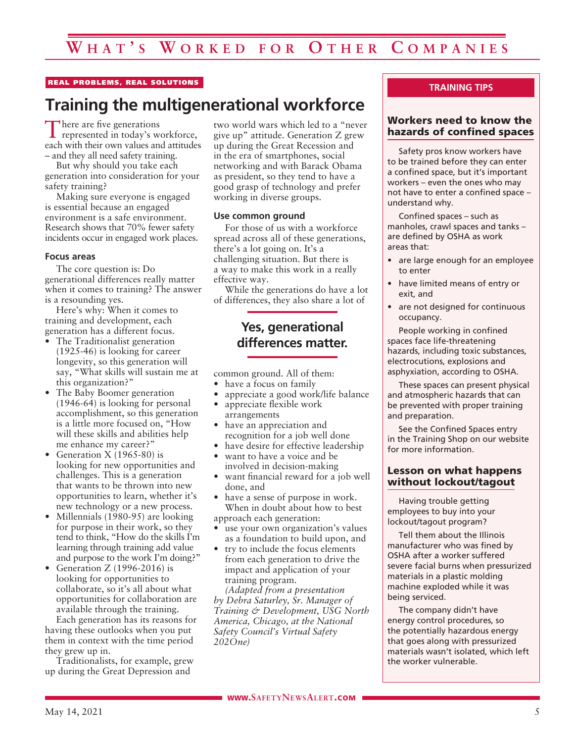# What's Worked for Other Companies

REAL PROBLEMS, REAL SOLUTIONS

## Training the multigenerational workforce

There are five generations represented in today's workforce, each with their own values and attitudes – and they all need safety training.

But why should you take each generation into consideration for your safety training?

Making sure everyone is engaged is essential because an engaged environment is a safe environment. Research shows that 70% fewer safety incidents occur in engaged work places.

### Focus areas

The core question is: Do generational differences really matter when it comes to training? The answer is a resounding yes.

Here's why: When it comes to training and development, each generation has a different focus.

- The Traditionalist generation (1925-46) is looking for career longevity, so this generation will say, "What skills will sustain me at this organization?"
- The Baby Boomer generation (1946-64) is looking for personal accomplishment, so this generation is a little more focused on, "How will these skills and abilities help me enhance my career?"
- Generation X (1965-80) is looking for new opportunities and challenges. This is a generation that wants to be thrown into new opportunities to learn, whether it's new technology or a new process.
- Millennials (1980-95) are looking for purpose in their work, so they tend to think, "How do the skills I'm learning through training add value and purpose to the work I'm doing?"
- Generation Z (1996-2016) is looking for opportunities to collaborate, so it's all about what opportunities for collaboration are available through the training.

Each generation has its reasons for having these outlooks when you put them in context with the time period they grew up in.

Traditionalists, for example, grew up during the Great Depression and two world wars which led to a "never give up" attitude. Generation Z grew up during the Great Recession and in the era of smartphones, social networking and with Barack Obama as president, so they tend to have a good grasp of technology and prefer working in diverse groups.

### Use common ground

For those of us with a workforce spread across all of these generations, there's a lot going on. It's a challenging situation. But there is a way to make this work in a really effective way.

While the generations do have a lot of differences, they also share a lot of common ground. All of them:

> **Yes, generational differences matter.**

- have a focus on family
- appreciate a good work/life balance
- appreciate flexible work arrangements
- have an appreciation and recognition for a job well done
- have desire for effective leadership
- want to have a voice and be involved in decision-making
- want financial reward for a job well done, and
- have a sense of purpose in work.

When in doubt about how to best approach each generation:

- use your own organization's values as a foundation to build upon, and
- try to include the focus elements from each generation to drive the impact and application of your training program.

*(Adapted from a presentation by Debra Saturley, Sr. Manager of Training & Development, USG North America, Chicago, at the National Safety Council's Virtual Safety 202One)*

---

**TRAINING TIPS**

### Workers need to know the hazards of confined spaces

Safety pros know workers have to be trained before they can enter a confined space, but it's important workers – even the ones who may not have to enter a confined space – understand why.

Confined spaces – such as manholes, crawl spaces and tanks – are defined by OSHA as work areas that:

- are large enough for an employee to enter
- have limited means of entry or exit, and
- are not designed for continuous occupancy.

People working in confined spaces face life-threatening hazards, including toxic substances, electrocutions, explosions and asphyxiation, according to OSHA.

These spaces can present physical and atmospheric hazards that can be prevented with proper training and preparation.

See the Confined Spaces entry in the Training Shop on our website for more information.

### Lesson on what happens without lockout/tagout

Having trouble getting employees to buy into your lockout/tagout program?

Tell them about the Illinois manufacturer who was fined by OSHA after a worker suffered severe facial burns when pressurized materials in a plastic molding machine exploded while it was being serviced.

The company didn't have energy control procedures, so the potentially hazardous energy that goes along with pressurized materials wasn't isolated, which left the worker vulnerable.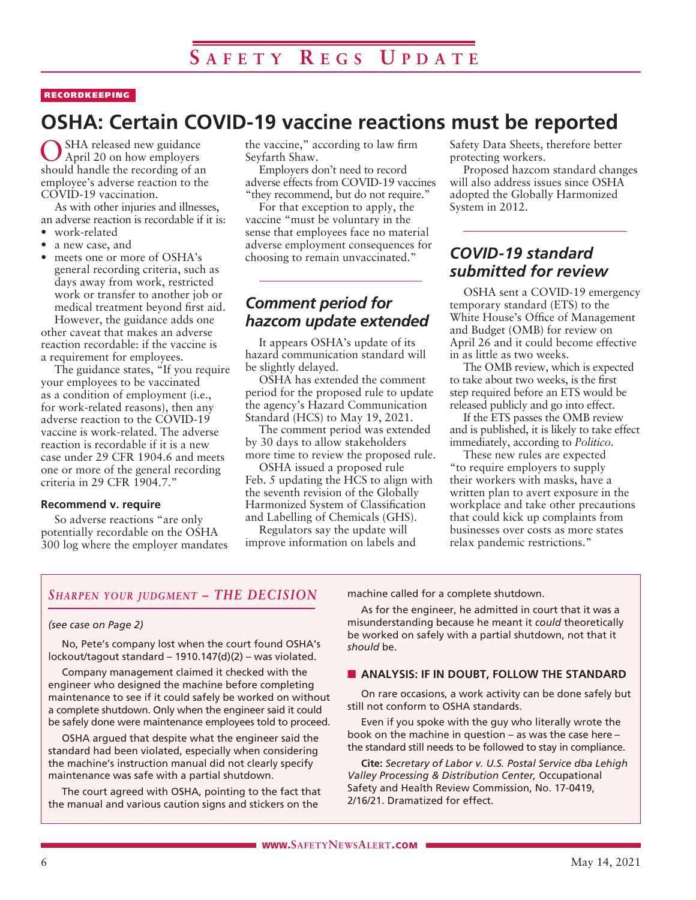RECORDKEEPING

# OSHA: Certain COVID-19 vaccine reactions must be reported

OSHA released new guidance April 20 on how employers should handle the recording of an employee's adverse reaction to the COVID-19 vaccination.

As with other injuries and illnesses, an adverse reaction is recordable if it is:

- work-related
- a new case, and
- meets one or more of OSHA's general recording criteria, such as days away from work, restricted work or transfer to another job or medical treatment beyond first aid.

However, the guidance adds one other caveat that makes an adverse reaction recordable: if the vaccine is a requirement for employees.

The guidance states, "If you require your employees to be vaccinated as a condition of employment (i.e., for work-related reasons), then any adverse reaction to the COVID-19 vaccine is work-related. The adverse reaction is recordable if it is a new case under 29 CFR 1904.6 and meets one or more of the general recording criteria in 29 CFR 1904.7."

### Recommend v. require

So adverse reactions "are only potentially recordable on the OSHA 300 log where the employer mandates the vaccine," according to law firm Seyfarth Shaw.

Employers don't need to record adverse effects from COVID-19 vaccines "they recommend, but do not require."

For that exception to apply, the vaccine "must be voluntary in the sense that employees face no material adverse employment consequences for choosing to remain unvaccinated."

## *Comment period for hazcom update extended*

It appears OSHA's update of its hazard communication standard will be slightly delayed.

OSHA has extended the comment period for the proposed rule to update the agency's Hazard Communication Standard (HCS) to May 19, 2021.

The comment period was extended by 30 days to allow stakeholders more time to review the proposed rule.

OSHA issued a proposed rule Feb. 5 updating the HCS to align with the seventh revision of the Globally Harmonized System of Classification and Labelling of Chemicals (GHS).

Regulators say the update will improve information on labels and Safety Data Sheets, therefore better protecting workers.

Proposed hazcom standard changes will also address issues since OSHA adopted the Globally Harmonized System in 2012.

## *COVID-19 standard submitted for review*

OSHA sent a COVID-19 emergency temporary standard (ETS) to the White House's Office of Management and Budget (OMB) for review on April 26 and it could become effective in as little as two weeks.

The OMB review, which is expected to take about two weeks, is the first step required before an ETS would be released publicly and go into effect.

If the ETS passes the OMB review and is published, it is likely to take effect immediately, according to *Politico*.

These new rules are expected "to require employers to supply their workers with masks, have a written plan to avert exposure in the workplace and take other precautions that could kick up complaints from businesses over costs as more states relax pandemic restrictions."

## *Sharpen your judgment – THE DECISION*

*(see case on Page 2)*

No, Pete's company lost when the court found OSHA's lockout/tagout standard – 1910.147(d)(2) – was violated.

Company management claimed it checked with the engineer who designed the machine before completing maintenance to see if it could safely be worked on without a complete shutdown. Only when the engineer said it could be safely done were maintenance employees told to proceed.

OSHA argued that despite what the engineer said the standard had been violated, especially when considering the machine's instruction manual did not clearly specify maintenance was safe with a partial shutdown.

The court agreed with OSHA, pointing to the fact that the manual and various caution signs and stickers on the machine called for a complete shutdown.

As for the engineer, he admitted in court that it was a misunderstanding because he meant it *could* theoretically be worked on safely with a partial shutdown, not that it *should* be.

### ■ ANALYSIS: IF IN DOUBT, FOLLOW THE STANDARD

On rare occasions, a work activity can be done safely but still not conform to OSHA standards.

Even if you spoke with the guy who literally wrote the book on the machine in question – as was the case here – the standard still needs to be followed to stay in compliance.

**Cite:** *Secretary of Labor v. U.S. Postal Service dba Lehigh Valley Processing & Distribution Center,* Occupational Safety and Health Review Commission, No. 17-0419, 2/16/21. Dramatized for effect.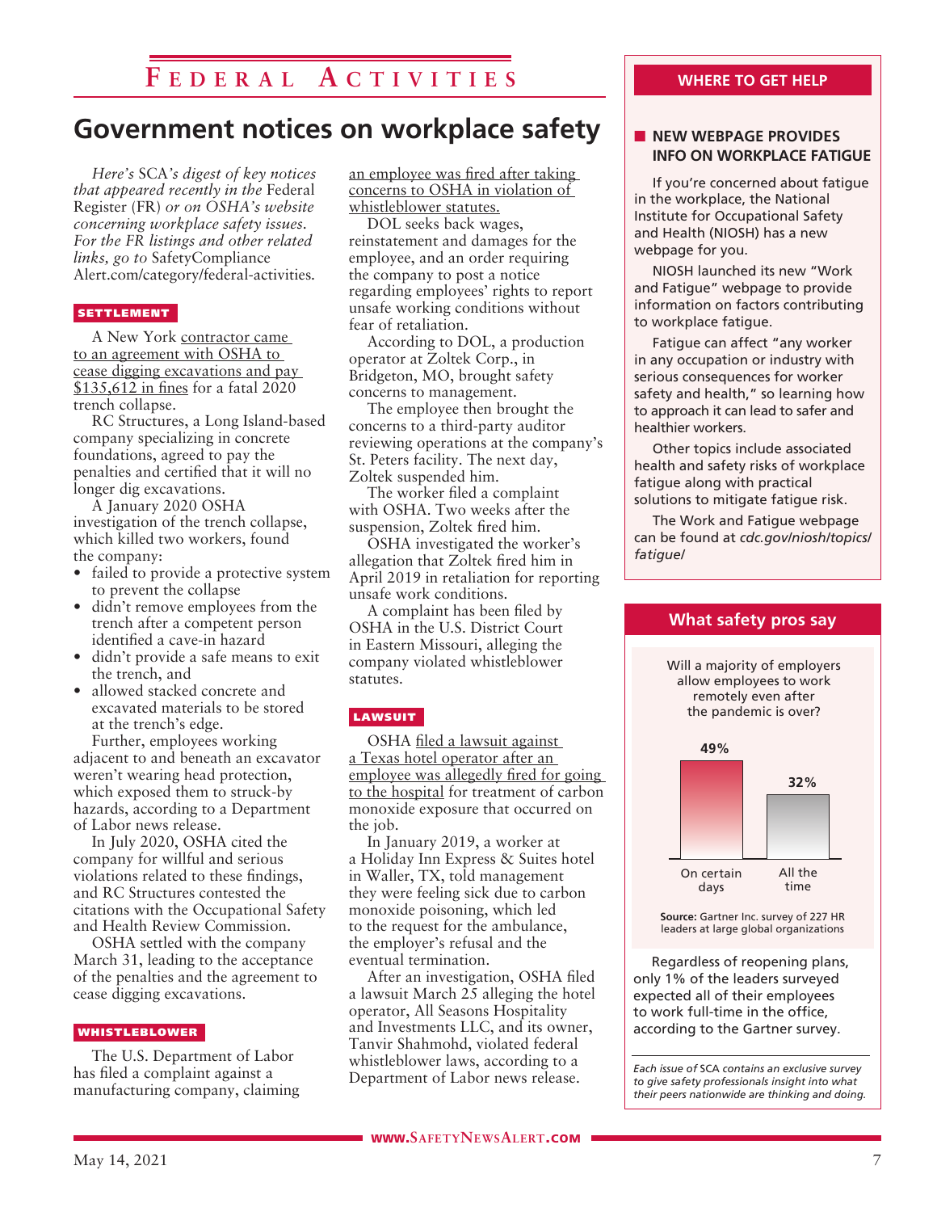# Federal Activities

## Government notices on workplace safety

*Here's* SCA*'s digest of key notices that appeared recently in the* Federal Register *(FR) or on OSHA's website concerning workplace safety issues. For the FR listings and other related links, go to* SafetyCompliance Alert.com/category/federal-activities.

### SETTLEMENT

A New York contractor came to an agreement with OSHA to cease digging excavations and pay $135,612 in fines for a fatal 2020 trench collapse.

RC Structures, a Long Island-based company specializing in concrete foundations, agreed to pay the penalties and certified that it will no longer dig excavations.

A January 2020 OSHA investigation of the trench collapse, which killed two workers, found the company:

- failed to provide a protective system to prevent the collapse
- didn't remove employees from the trench after a competent person identified a cave-in hazard
- didn't provide a safe means to exit the trench, and
- allowed stacked concrete and excavated materials to be stored at the trench's edge.

Further, employees working adjacent to and beneath an excavator weren't wearing head protection, which exposed them to struck-by hazards, according to a Department of Labor news release.

In July 2020, OSHA cited the company for willful and serious violations related to these findings, and RC Structures contested the citations with the Occupational Safety and Health Review Commission.

OSHA settled with the company March 31, leading to the acceptance of the penalties and the agreement to cease digging excavations.

### WHISTLEBLOWER

The U.S. Department of Labor has filed a complaint against a manufacturing company, claiming an employee was fired after taking concerns to OSHA in violation of whistleblower statutes.

DOL seeks back wages, reinstatement and damages for the employee, and an order requiring the company to post a notice regarding employees' rights to report unsafe working conditions without fear of retaliation.

According to DOL, a production operator at Zoltek Corp., in Bridgeton, MO, brought safety concerns to management.

The employee then brought the concerns to a third-party auditor reviewing operations at the company's St. Peters facility. The next day, Zoltek suspended him.

The worker filed a complaint with OSHA. Two weeks after the suspension, Zoltek fired him.

OSHA investigated the worker's allegation that Zoltek fired him in April 2019 in retaliation for reporting unsafe work conditions.

A complaint has been filed by OSHA in the U.S. District Court in Eastern Missouri, alleging the company violated whistleblower statutes.

### LAWSUIT

OSHA filed a lawsuit against a Texas hotel operator after an employee was allegedly fired for going to the hospital for treatment of carbon monoxide exposure that occurred on the job.

In January 2019, a worker at a Holiday Inn Express & Suites hotel in Waller, TX, told management they were feeling sick due to carbon monoxide poisoning, which led to the request for the ambulance, the employer's refusal and the eventual termination.

After an investigation, OSHA filed a lawsuit March 25 alleging the hotel operator, All Seasons Hospitality and Investments LLC, and its owner, Tanvir Shahmohd, violated federal whistleblower laws, according to a Department of Labor news release.

## WHERE TO GET HELP

### NEW WEBPAGE PROVIDES INFO ON WORKPLACE FATIGUE

If you're concerned about fatigue in the workplace, the National Institute for Occupational Safety and Health (NIOSH) has a new webpage for you.

NIOSH launched its new "Work and Fatigue" webpage to provide information on factors contributing to workplace fatigue.

Fatigue can affect "any worker in any occupation or industry with serious consequences for worker safety and health," so learning how to approach it can lead to safer and healthier workers.

Other topics include associated health and safety risks of workplace fatigue along with practical solutions to mitigate fatigue risk.

The Work and Fatigue webpage can be found at *cdc.gov/niosh/topics/fatigue/*

## What safety pros say

Will a majority of employers allow employees to work remotely even after the pandemic is over?

| On certain days | All the time |
|---|---|
| 49% | 32% |

**Source:** Gartner Inc. survey of 227 HR leaders at large global organizations

Regardless of reopening plans, only 1% of the leaders surveyed expected all of their employees to work full-time in the office, according to the Gartner survey.

*Each issue of* SCA *contains an exclusive survey to give safety professionals insight into what their peers nationwide are thinking and doing.*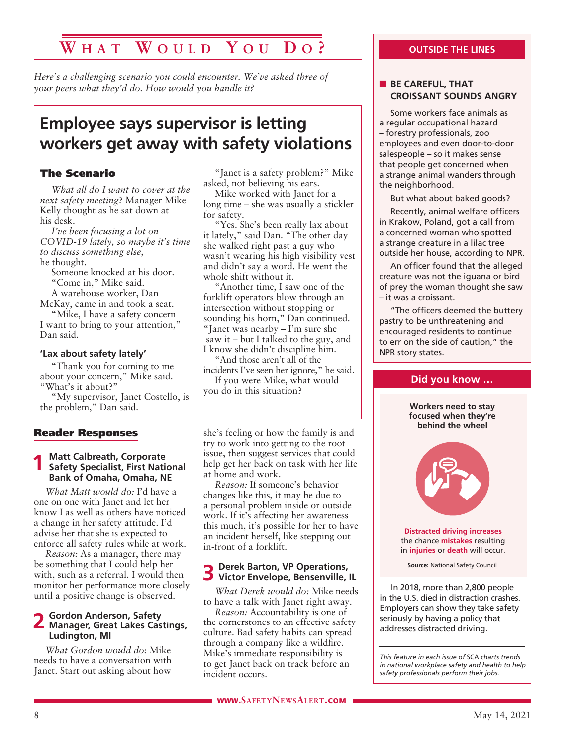# What Would You Do?

*Here's a challenging scenario you could encounter. We've asked three of your peers what they'd do. How would you handle it?*

## Employee says supervisor is letting workers get away with safety violations

### The Scenario

*What all do I want to cover at the next safety meeting?* Manager Mike Kelly thought as he sat down at his desk.

*I've been focusing a lot on COVID-19 lately, so maybe it's time to discuss something else*, he thought.

Someone knocked at his door.

"Come in," Mike said.

A warehouse worker, Dan McKay, came in and took a seat.

"Mike, I have a safety concern I want to bring to your attention," Dan said.

#### 'Lax about safety lately'

"Thank you for coming to me about your concern," Mike said. "What's it about?"

"My supervisor, Janet Costello, is the problem," Dan said.

"Janet is a safety problem?" Mike asked, not believing his ears.

Mike worked with Janet for a long time – she was usually a stickler for safety.

"Yes. She's been really lax about it lately," said Dan. "The other day she walked right past a guy who wasn't wearing his high visibility vest and didn't say a word. He went the whole shift without it.

"Another time, I saw one of the forklift operators blow through an intersection without stopping or sounding his horn," Dan continued. "Janet was nearby – I'm sure she saw it – but I talked to the guy, and I know she didn't discipline him.

"And those aren't all of the incidents I've seen her ignore," he said.

If you were Mike, what would you do in this situation?

### Reader Responses

**1 Matt Calbreath, Corporate Safety Specialist, First National Bank of Omaha, Omaha, NE**

*What Matt would do:* I'd have a one on one with Janet and let her know I as well as others have noticed a change in her safety attitude. I'd advise her that she is expected to enforce all safety rules while at work.

*Reason:* As a manager, there may be something that I could help her with, such as a referral. I would then monitor her performance more closely until a positive change is observed.

**2 Gordon Anderson, Safety Manager, Great Lakes Castings, Ludington, MI**

*What Gordon would do:* Mike needs to have a conversation with Janet. Start out asking about how she's feeling or how the family is and try to work into getting to the root issue, then suggest services that could help get her back on task with her life at home and work.

*Reason:* If someone's behavior changes like this, it may be due to a personal problem inside or outside work. If it's affecting her awareness this much, it's possible for her to have an incident herself, like stepping out in-front of a forklift.

**3 Derek Barton, VP Operations, Victor Envelope, Bensenville, IL**

*What Derek would do:* Mike needs to have a talk with Janet right away.

*Reason:* Accountability is one of the cornerstones to an effective safety culture. Bad safety habits can spread through a company like a wildfire. Mike's immediate responsibility is to get Janet back on track before an incident occurs.

---

## OUTSIDE THE LINES

### BE CAREFUL, THAT CROISSANT SOUNDS ANGRY

Some workers face animals as a regular occupational hazard – forestry professionals, zoo employees and even door-to-door salespeople – so it makes sense that people get concerned when a strange animal wanders through the neighborhood.

But what about baked goods?

Recently, animal welfare officers in Krakow, Poland, got a call from a concerned woman who spotted a strange creature in a lilac tree outside her house, according to NPR.

An officer found that the alleged creature was not the iguana or bird of prey the woman thought she saw – it was a croissant.

"The officers deemed the buttery pastry to be unthreatening and encouraged residents to continue to err on the side of caution," the NPR story states.

### Did you know …

**Workers need to stay focused when they're behind the wheel**

**Distracted driving increases** the chance **mistakes** resulting in **injuries** or **death** will occur.

**Source:** National Safety Council

In 2018, more than 2,800 people in the U.S. died in distraction crashes. Employers can show they take safety seriously by having a policy that addresses distracted driving.

*This feature in each issue of SCA charts trends in national workplace safety and health to help safety professionals perform their jobs.*